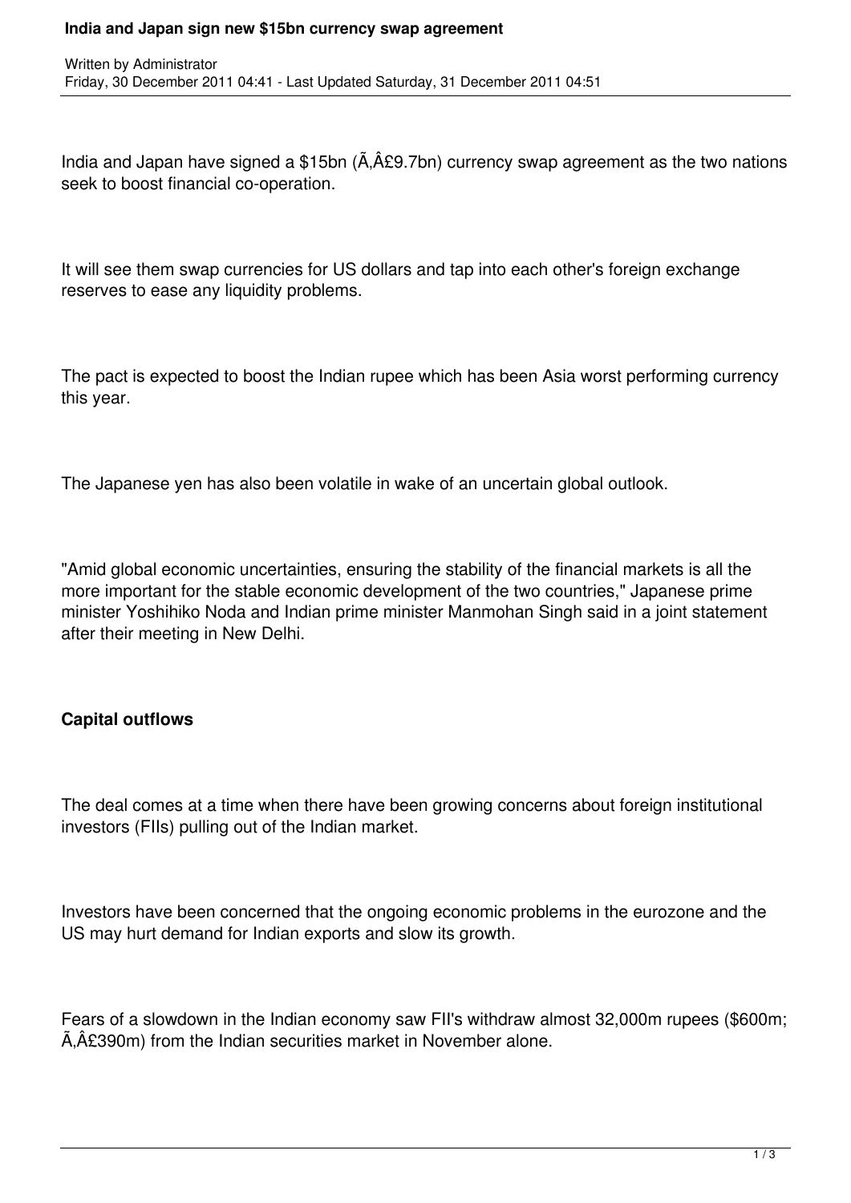# India and Japan sign new $15bn currency swap agreement

Written by Administrator
Friday, 30 December 2011 04:41 - Last Updated Saturday, 31 December 2011 04:51

India and Japan have signed a $15bn (Ã‚Â£9.7bn) currency swap agreement as the two nations seek to boost financial co-operation.

It will see them swap currencies for US dollars and tap into each other's foreign exchange reserves to ease any liquidity problems.

The pact is expected to boost the Indian rupee which has been Asia worst performing currency this year.

The Japanese yen has also been volatile in wake of an uncertain global outlook.

"Amid global economic uncertainties, ensuring the stability of the financial markets is all the more important for the stable economic development of the two countries," Japanese prime minister Yoshihiko Noda and Indian prime minister Manmohan Singh said in a joint statement after their meeting in New Delhi.

**Capital outflows**

The deal comes at a time when there have been growing concerns about foreign institutional investors (FIIs) pulling out of the Indian market.

Investors have been concerned that the ongoing economic problems in the eurozone and the US may hurt demand for Indian exports and slow its growth.

Fears of a slowdown in the Indian economy saw FII's withdraw almost 32,000m rupees ($600m; Ã‚Â£390m) from the Indian securities market in November alone.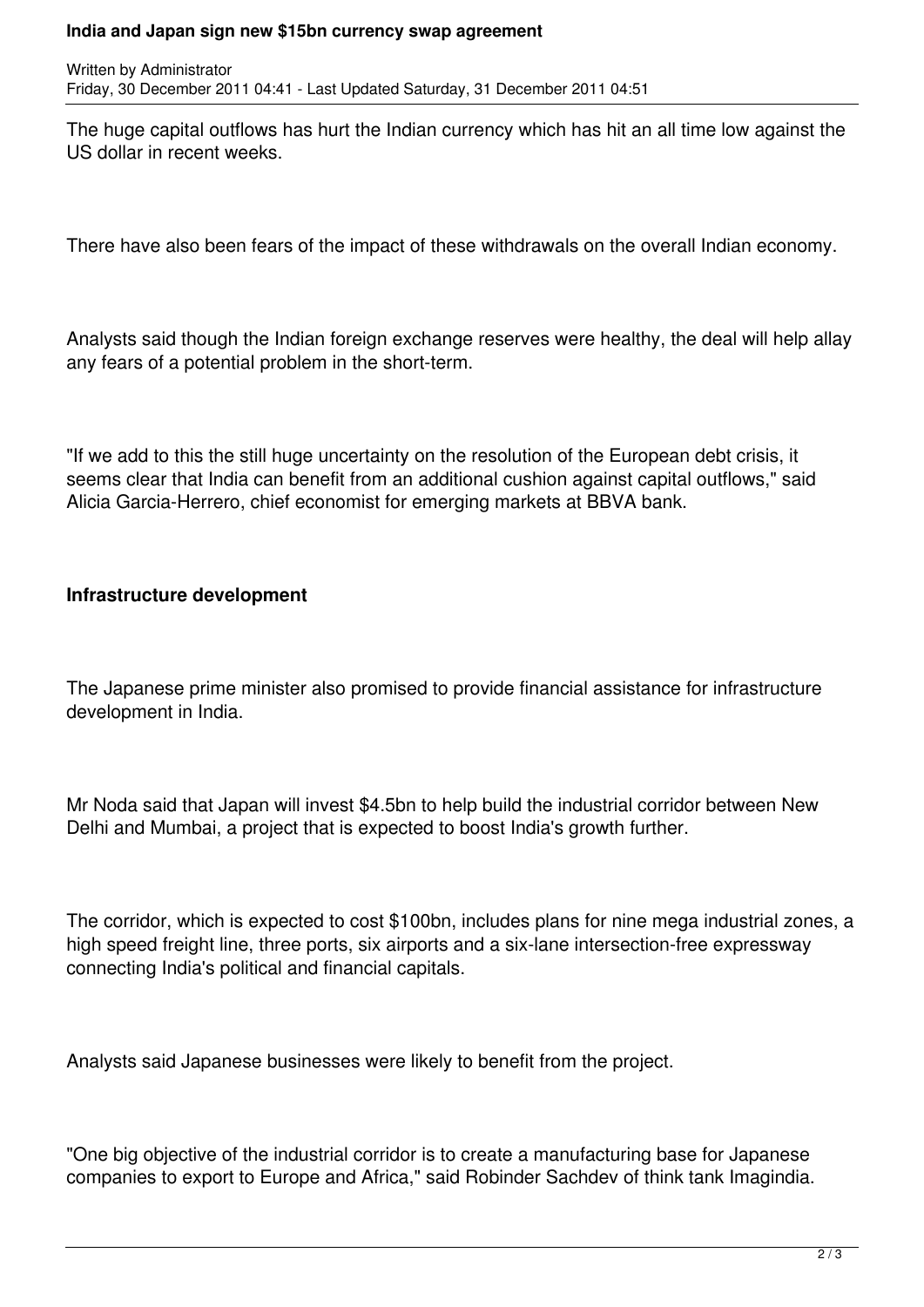The huge capital outflows has hurt the Indian currency which has hit an all time low against the US dollar in recent weeks.

There have also been fears of the impact of these withdrawals on the overall Indian economy.

Analysts said though the Indian foreign exchange reserves were healthy, the deal will help allay any fears of a potential problem in the short-term.

"If we add to this the still huge uncertainty on the resolution of the European debt crisis, it seems clear that India can benefit from an additional cushion against capital outflows," said Alicia Garcia-Herrero, chief economist for emerging markets at BBVA bank.

## Infrastructure development

The Japanese prime minister also promised to provide financial assistance for infrastructure development in India.

Mr Noda said that Japan will invest $4.5bn to help build the industrial corridor between New Delhi and Mumbai, a project that is expected to boost India's growth further.

The corridor, which is expected to cost $100bn, includes plans for nine mega industrial zones, a high speed freight line, three ports, six airports and a six-lane intersection-free expressway connecting India's political and financial capitals.

Analysts said Japanese businesses were likely to benefit from the project.

"One big objective of the industrial corridor is to create a manufacturing base for Japanese companies to export to Europe and Africa," said Robinder Sachdev of think tank Imagindia.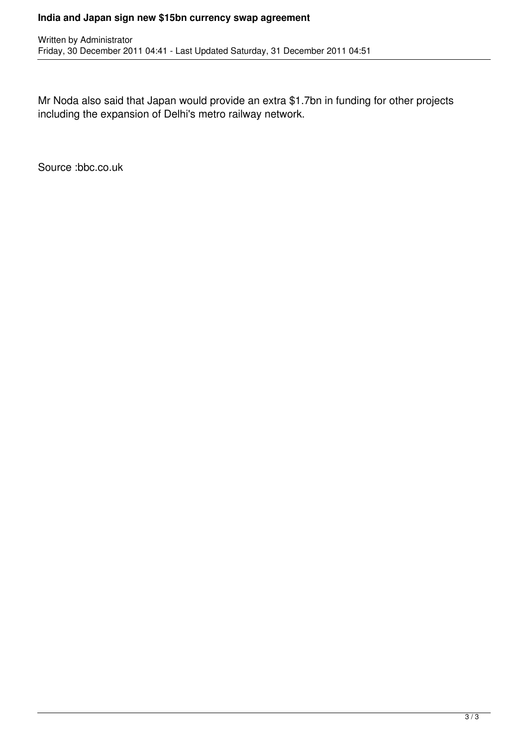Mr Noda also said that Japan would provide an extra $1.7bn in funding for other projects including the expansion of Delhi's metro railway network.

Source :bbc.co.uk